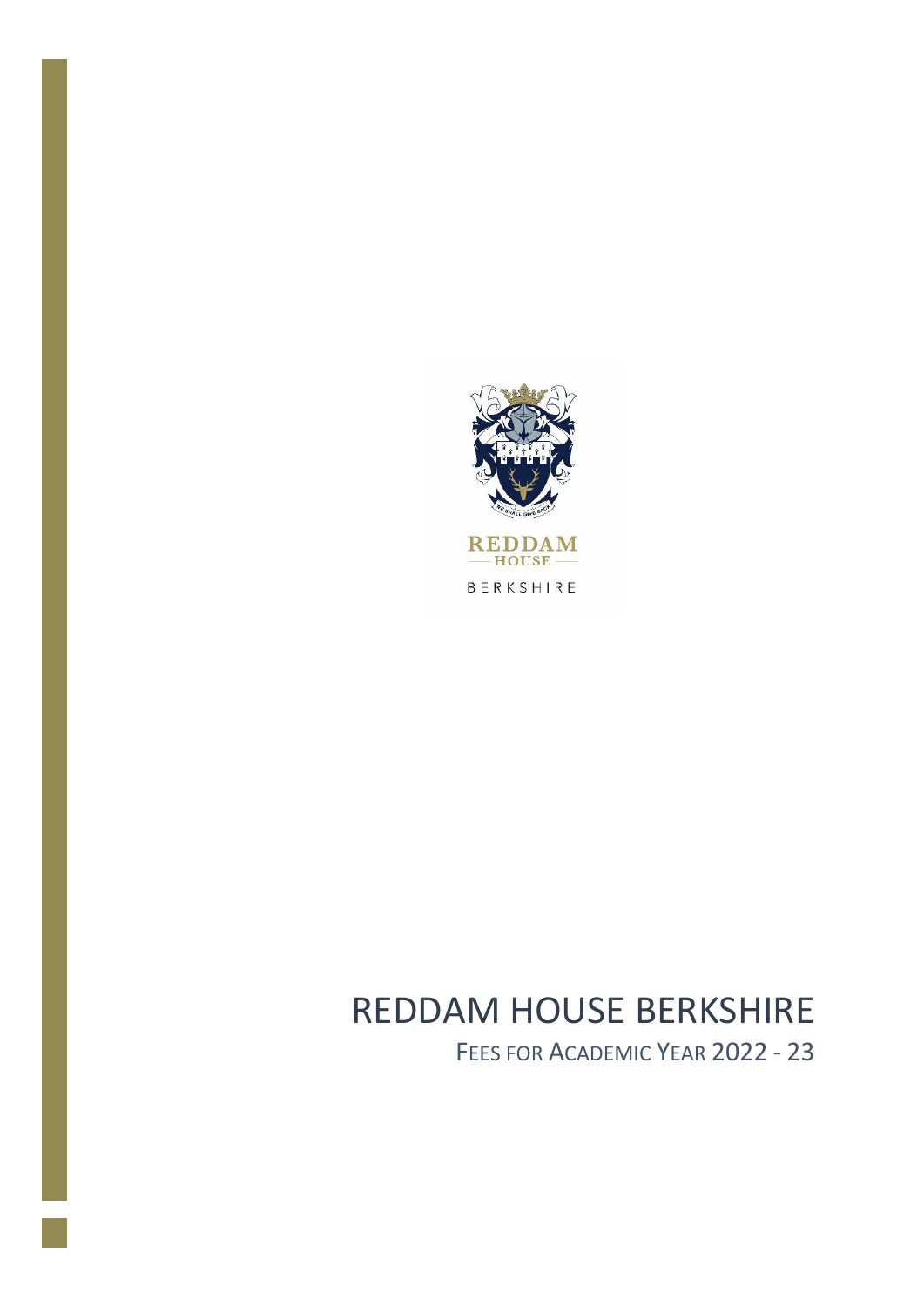REDDAM
HOUSE
BERKSHIRE

# REDDAM HOUSE BERKSHIRE

## FEES FOR ACADEMIC YEAR 2022 - 23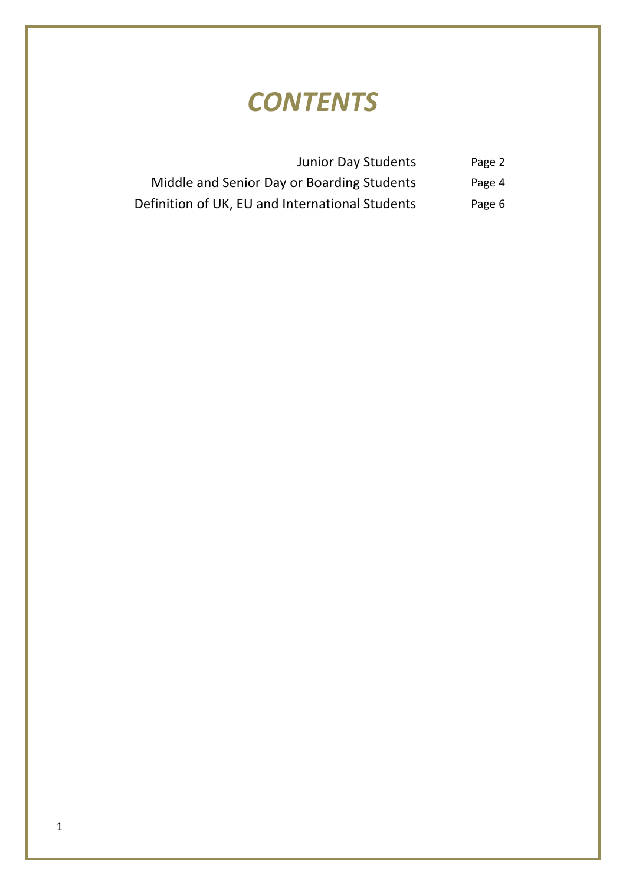# *CONTENTS*

| | |
|---|---|
| Junior Day Students | Page 2 |
| Middle and Senior Day or Boarding Students | Page 4 |
| Definition of UK, EU and International Students | Page 6 |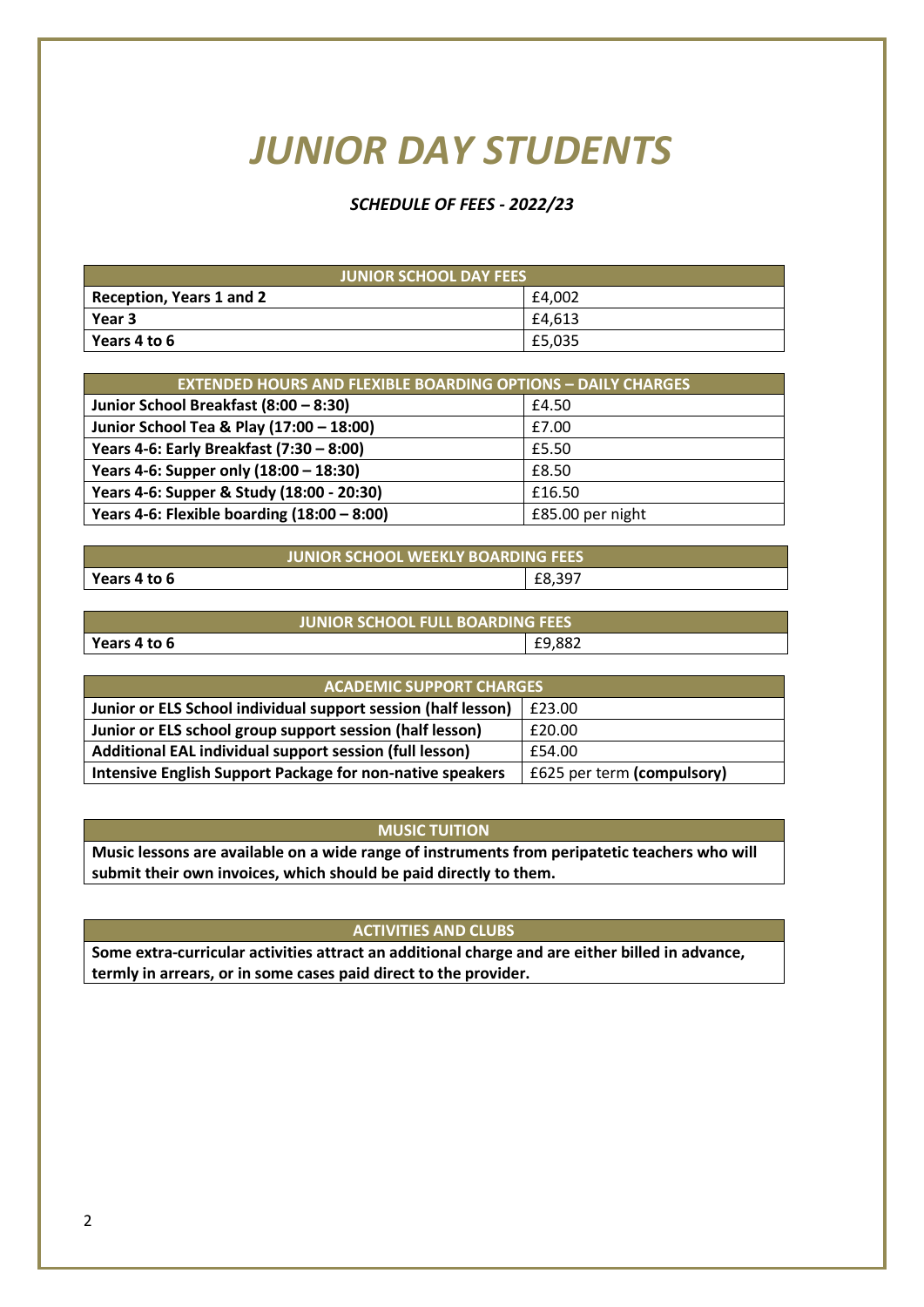# *JUNIOR DAY STUDENTS*

***SCHEDULE OF FEES - 2022/23***

| JUNIOR SCHOOL DAY FEES | |
|---|---|
| **Reception, Years 1 and 2** | £4,002 |
| **Year 3** | £4,613 |
| **Years 4 to 6** | £5,035 |

| EXTENDED HOURS AND FLEXIBLE BOARDING OPTIONS – DAILY CHARGES | |
|---|---|
| **Junior School Breakfast (8:00 – 8:30)** | £4.50 |
| **Junior School Tea & Play (17:00 – 18:00)** | £7.00 |
| **Years 4-6: Early Breakfast (7:30 – 8:00)** | £5.50 |
| **Years 4-6: Supper only (18:00 – 18:30)** | £8.50 |
| **Years 4-6: Supper & Study (18:00 - 20:30)** | £16.50 |
| **Years 4-6: Flexible boarding (18:00 – 8:00)** | £85.00 per night |

| JUNIOR SCHOOL WEEKLY BOARDING FEES | |
|---|---|
| **Years 4 to 6** | £8,397 |

| JUNIOR SCHOOL FULL BOARDING FEES | |
|---|---|
| **Years 4 to 6** | £9,882 |

| ACADEMIC SUPPORT CHARGES | |
|---|---|
| **Junior or ELS School individual support session (half lesson)** | £23.00 |
| **Junior or ELS school group support session (half lesson)** | £20.00 |
| **Additional EAL individual support session (full lesson)** | £54.00 |
| **Intensive English Support Package for non-native speakers** | £625 per term **(compulsory)** |

| MUSIC TUITION |
|---|
| **Music lessons are available on a wide range of instruments from peripatetic teachers who will submit their own invoices, which should be paid directly to them.** |

| ACTIVITIES AND CLUBS |
|---|
| **Some extra-curricular activities attract an additional charge and are either billed in advance, termly in arrears, or in some cases paid direct to the provider.** |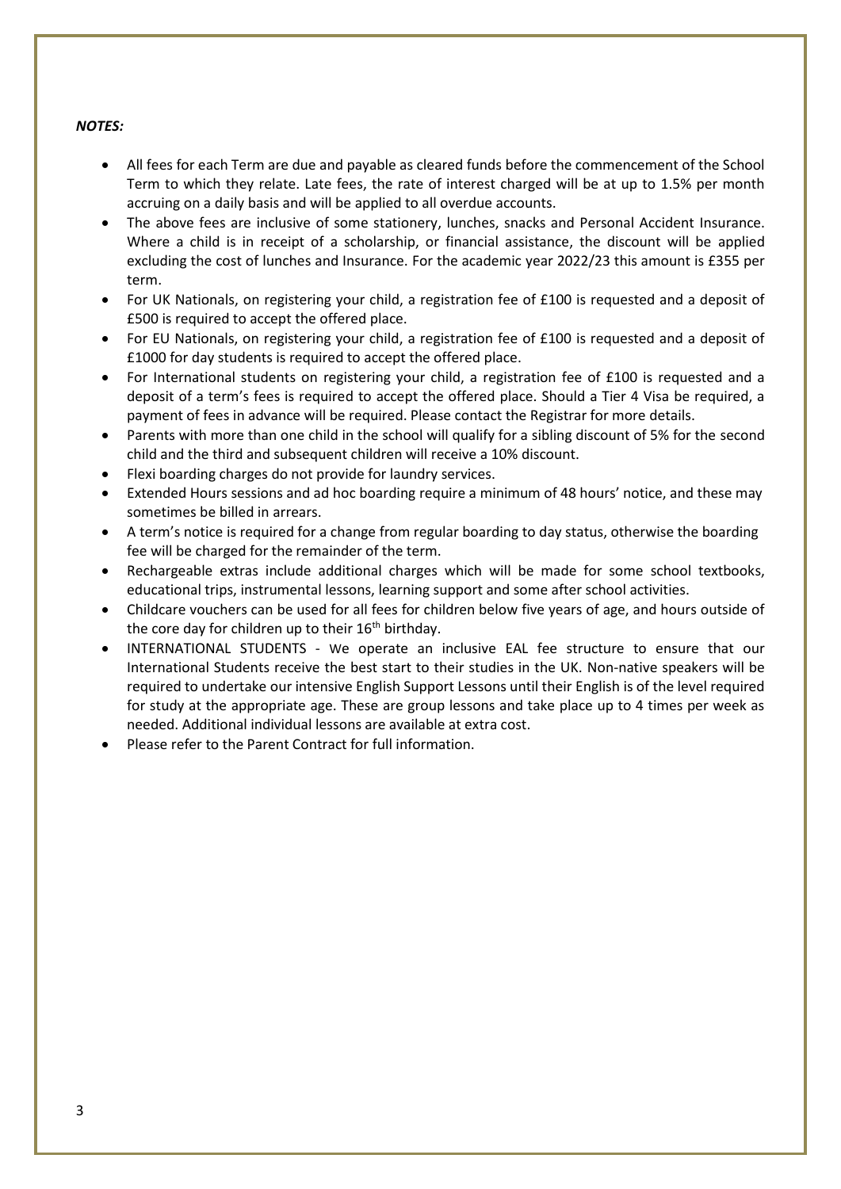***NOTES:***

- All fees for each Term are due and payable as cleared funds before the commencement of the School Term to which they relate. Late fees, the rate of interest charged will be at up to 1.5% per month accruing on a daily basis and will be applied to all overdue accounts.
- The above fees are inclusive of some stationery, lunches, snacks and Personal Accident Insurance. Where a child is in receipt of a scholarship, or financial assistance, the discount will be applied excluding the cost of lunches and Insurance. For the academic year 2022/23 this amount is £355 per term.
- For UK Nationals, on registering your child, a registration fee of £100 is requested and a deposit of £500 is required to accept the offered place.
- For EU Nationals, on registering your child, a registration fee of £100 is requested and a deposit of £1000 for day students is required to accept the offered place.
- For International students on registering your child, a registration fee of £100 is requested and a deposit of a term's fees is required to accept the offered place. Should a Tier 4 Visa be required, a payment of fees in advance will be required. Please contact the Registrar for more details.
- Parents with more than one child in the school will qualify for a sibling discount of 5% for the second child and the third and subsequent children will receive a 10% discount.
- Flexi boarding charges do not provide for laundry services.
- Extended Hours sessions and ad hoc boarding require a minimum of 48 hours' notice, and these may sometimes be billed in arrears.
- A term's notice is required for a change from regular boarding to day status, otherwise the boarding fee will be charged for the remainder of the term.
- Rechargeable extras include additional charges which will be made for some school textbooks, educational trips, instrumental lessons, learning support and some after school activities.
- Childcare vouchers can be used for all fees for children below five years of age, and hours outside of the core day for children up to their 16th birthday.
- INTERNATIONAL STUDENTS - We operate an inclusive EAL fee structure to ensure that our International Students receive the best start to their studies in the UK. Non-native speakers will be required to undertake our intensive English Support Lessons until their English is of the level required for study at the appropriate age. These are group lessons and take place up to 4 times per week as needed. Additional individual lessons are available at extra cost.
- Please refer to the Parent Contract for full information.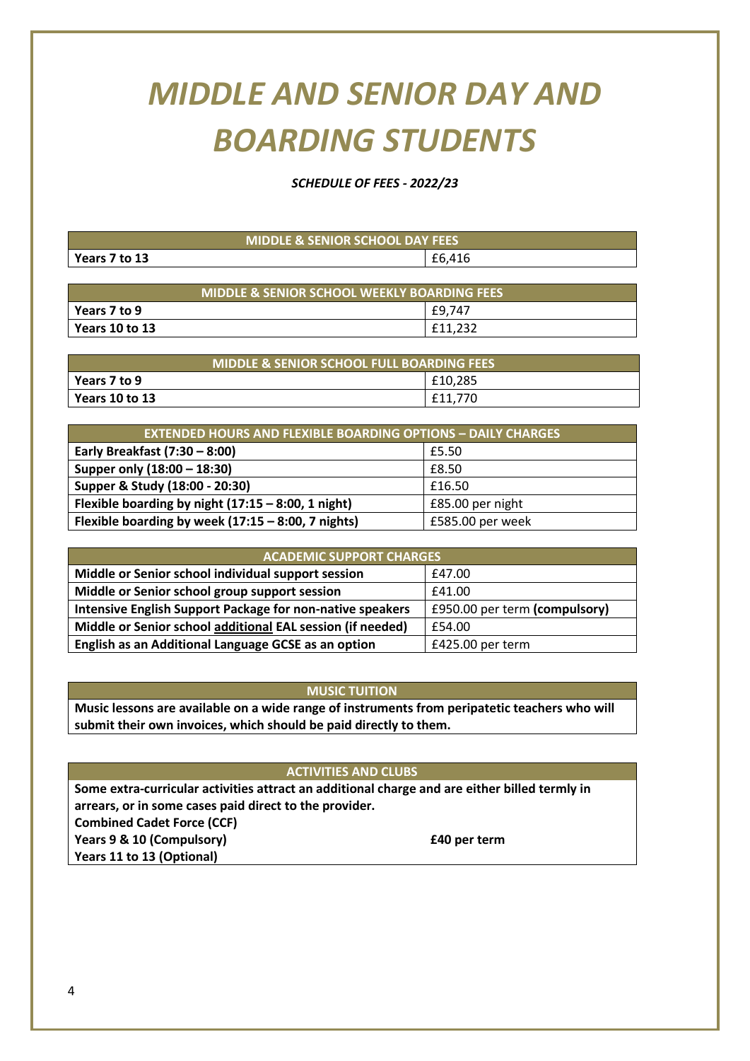# *MIDDLE AND SENIOR DAY AND BOARDING STUDENTS*

***SCHEDULE OF FEES - 2022/23***

| MIDDLE & SENIOR SCHOOL DAY FEES | |
|---|---|
| **Years 7 to 13** | £6,416 |

| MIDDLE & SENIOR SCHOOL WEEKLY BOARDING FEES | |
|---|---|
| **Years 7 to 9** | £9,747 |
| **Years 10 to 13** | £11,232 |

| MIDDLE & SENIOR SCHOOL FULL BOARDING FEES | |
|---|---|
| **Years 7 to 9** | £10,285 |
| **Years 10 to 13** | £11,770 |

| EXTENDED HOURS AND FLEXIBLE BOARDING OPTIONS – DAILY CHARGES | |
|---|---|
| **Early Breakfast (7:30 – 8:00)** | £5.50 |
| **Supper only (18:00 – 18:30)** | £8.50 |
| **Supper & Study (18:00 - 20:30)** | £16.50 |
| **Flexible boarding by night (17:15 – 8:00, 1 night)** | £85.00 per night |
| **Flexible boarding by week (17:15 – 8:00, 7 nights)** | £585.00 per week |

| ACADEMIC SUPPORT CHARGES | |
|---|---|
| **Middle or Senior school individual support session** | £47.00 |
| **Middle or Senior school group support session** | £41.00 |
| **Intensive English Support Package for non-native speakers** | £950.00 per term **(compulsory)** |
| **Middle or Senior school additional EAL session (if needed)** | £54.00 |
| **English as an Additional Language GCSE as an option** | £425.00 per term |

| MUSIC TUITION |
|---|
| **Music lessons are available on a wide range of instruments from peripatetic teachers who will submit their own invoices, which should be paid directly to them.** |

| ACTIVITIES AND CLUBS | |
|---|---|
| **Some extra-curricular activities attract an additional charge and are either billed termly in arrears, or in some cases paid direct to the provider.** | |
| **Combined Cadet Force (CCF)** | |
| **Years 9 & 10 (Compulsory)** | **£40 per term** |
| **Years 11 to 13 (Optional)** | |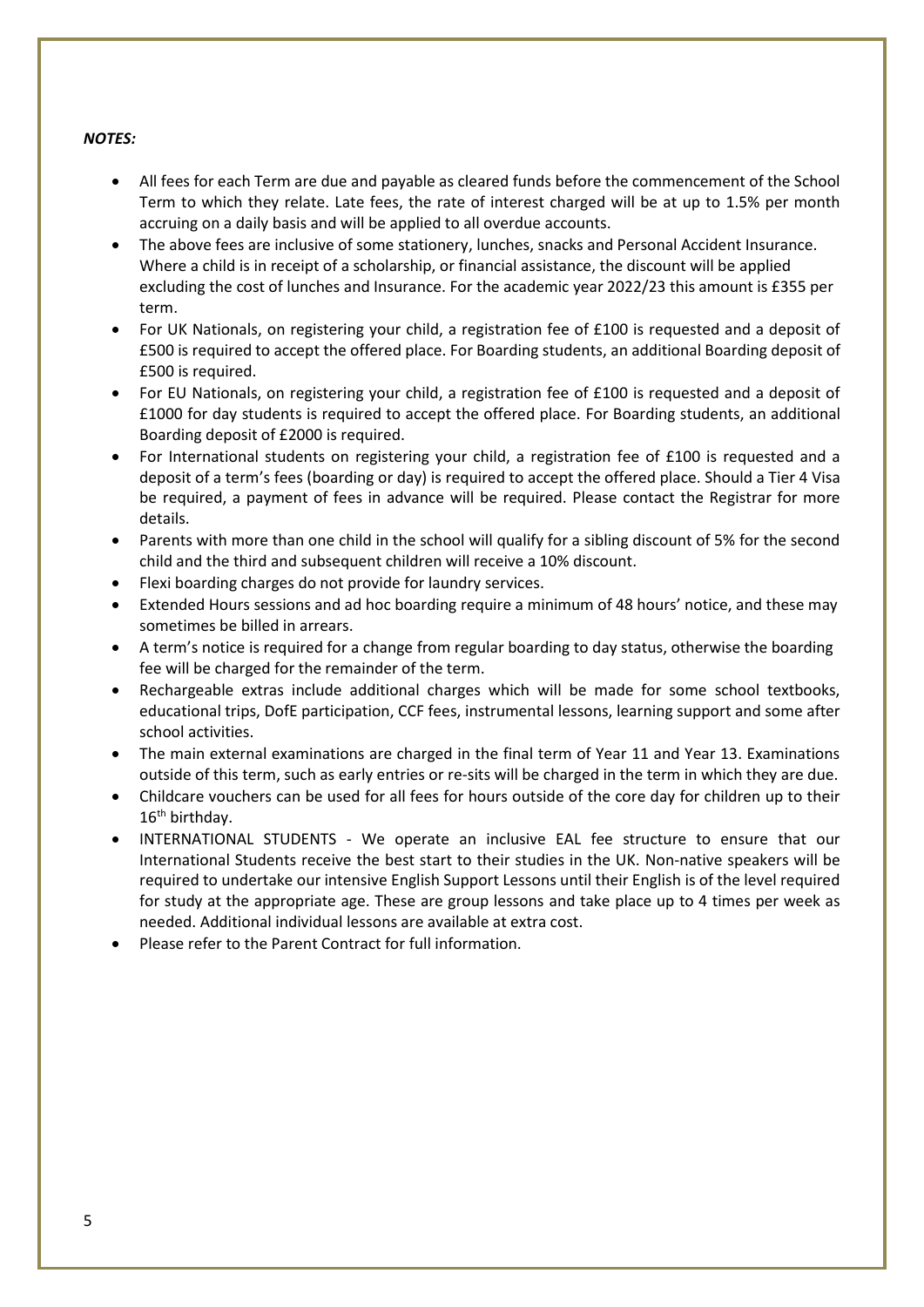***NOTES:***

- All fees for each Term are due and payable as cleared funds before the commencement of the School Term to which they relate. Late fees, the rate of interest charged will be at up to 1.5% per month accruing on a daily basis and will be applied to all overdue accounts.
- The above fees are inclusive of some stationery, lunches, snacks and Personal Accident Insurance. Where a child is in receipt of a scholarship, or financial assistance, the discount will be applied excluding the cost of lunches and Insurance. For the academic year 2022/23 this amount is £355 per term.
- For UK Nationals, on registering your child, a registration fee of £100 is requested and a deposit of £500 is required to accept the offered place. For Boarding students, an additional Boarding deposit of £500 is required.
- For EU Nationals, on registering your child, a registration fee of £100 is requested and a deposit of £1000 for day students is required to accept the offered place. For Boarding students, an additional Boarding deposit of £2000 is required.
- For International students on registering your child, a registration fee of £100 is requested and a deposit of a term's fees (boarding or day) is required to accept the offered place. Should a Tier 4 Visa be required, a payment of fees in advance will be required. Please contact the Registrar for more details.
- Parents with more than one child in the school will qualify for a sibling discount of 5% for the second child and the third and subsequent children will receive a 10% discount.
- Flexi boarding charges do not provide for laundry services.
- Extended Hours sessions and ad hoc boarding require a minimum of 48 hours' notice, and these may sometimes be billed in arrears.
- A term's notice is required for a change from regular boarding to day status, otherwise the boarding fee will be charged for the remainder of the term.
- Rechargeable extras include additional charges which will be made for some school textbooks, educational trips, DofE participation, CCF fees, instrumental lessons, learning support and some after school activities.
- The main external examinations are charged in the final term of Year 11 and Year 13. Examinations outside of this term, such as early entries or re-sits will be charged in the term in which they are due.
- Childcare vouchers can be used for all fees for hours outside of the core day for children up to their 16th birthday.
- INTERNATIONAL STUDENTS - We operate an inclusive EAL fee structure to ensure that our International Students receive the best start to their studies in the UK. Non-native speakers will be required to undertake our intensive English Support Lessons until their English is of the level required for study at the appropriate age. These are group lessons and take place up to 4 times per week as needed. Additional individual lessons are available at extra cost.
- Please refer to the Parent Contract for full information.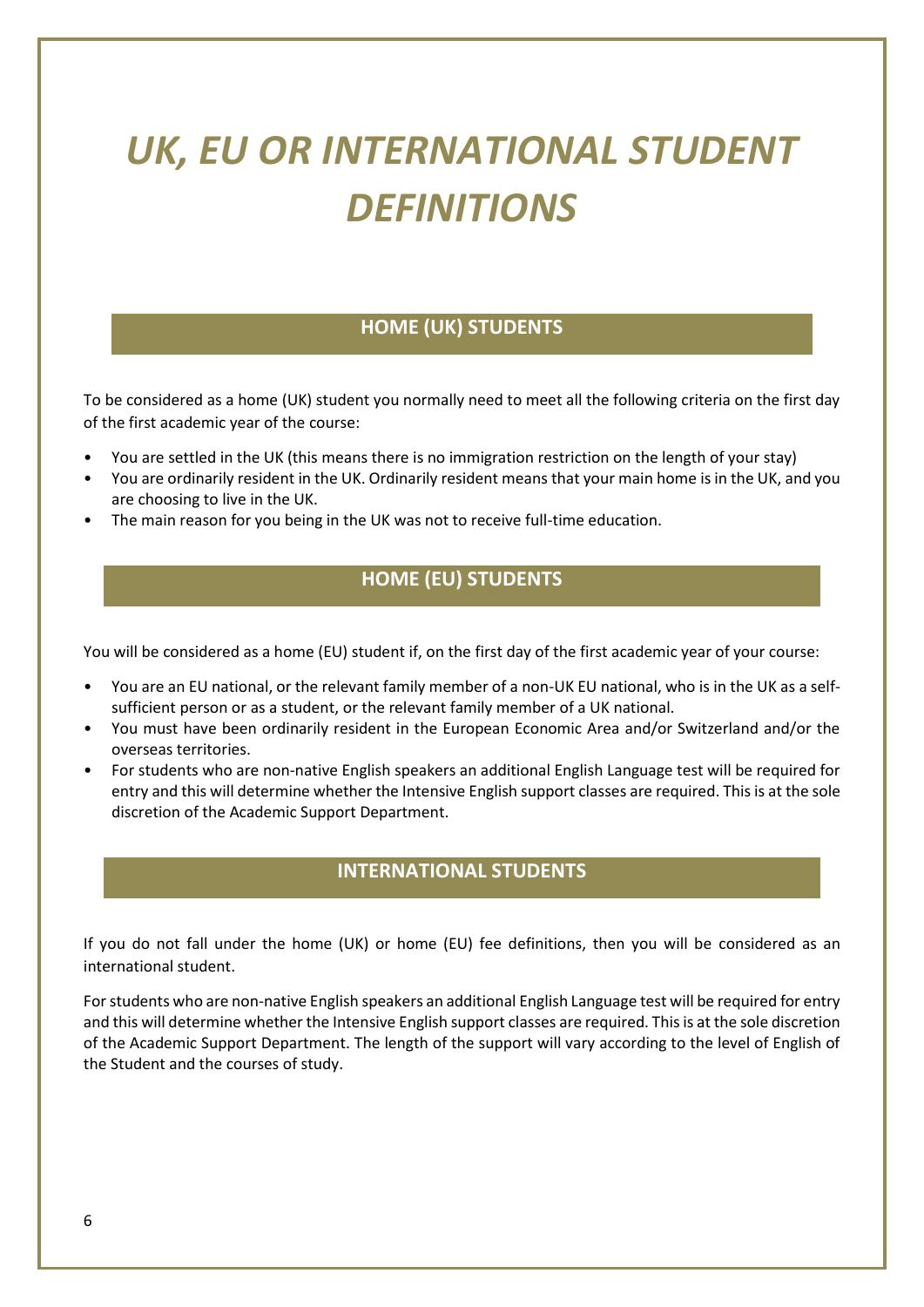# UK, EU OR INTERNATIONAL STUDENT DEFINITIONS

## HOME (UK) STUDENTS

To be considered as a home (UK) student you normally need to meet all the following criteria on the first day of the first academic year of the course:

- You are settled in the UK (this means there is no immigration restriction on the length of your stay)
- You are ordinarily resident in the UK. Ordinarily resident means that your main home is in the UK, and you are choosing to live in the UK.
- The main reason for you being in the UK was not to receive full-time education.

## HOME (EU) STUDENTS

You will be considered as a home (EU) student if, on the first day of the first academic year of your course:

- You are an EU national, or the relevant family member of a non-UK EU national, who is in the UK as a self-sufficient person or as a student, or the relevant family member of a UK national.
- You must have been ordinarily resident in the European Economic Area and/or Switzerland and/or the overseas territories.
- For students who are non-native English speakers an additional English Language test will be required for entry and this will determine whether the Intensive English support classes are required. This is at the sole discretion of the Academic Support Department.

## INTERNATIONAL STUDENTS

If you do not fall under the home (UK) or home (EU) fee definitions, then you will be considered as an international student.

For students who are non-native English speakers an additional English Language test will be required for entry and this will determine whether the Intensive English support classes are required. This is at the sole discretion of the Academic Support Department. The length of the support will vary according to the level of English of the Student and the courses of study.